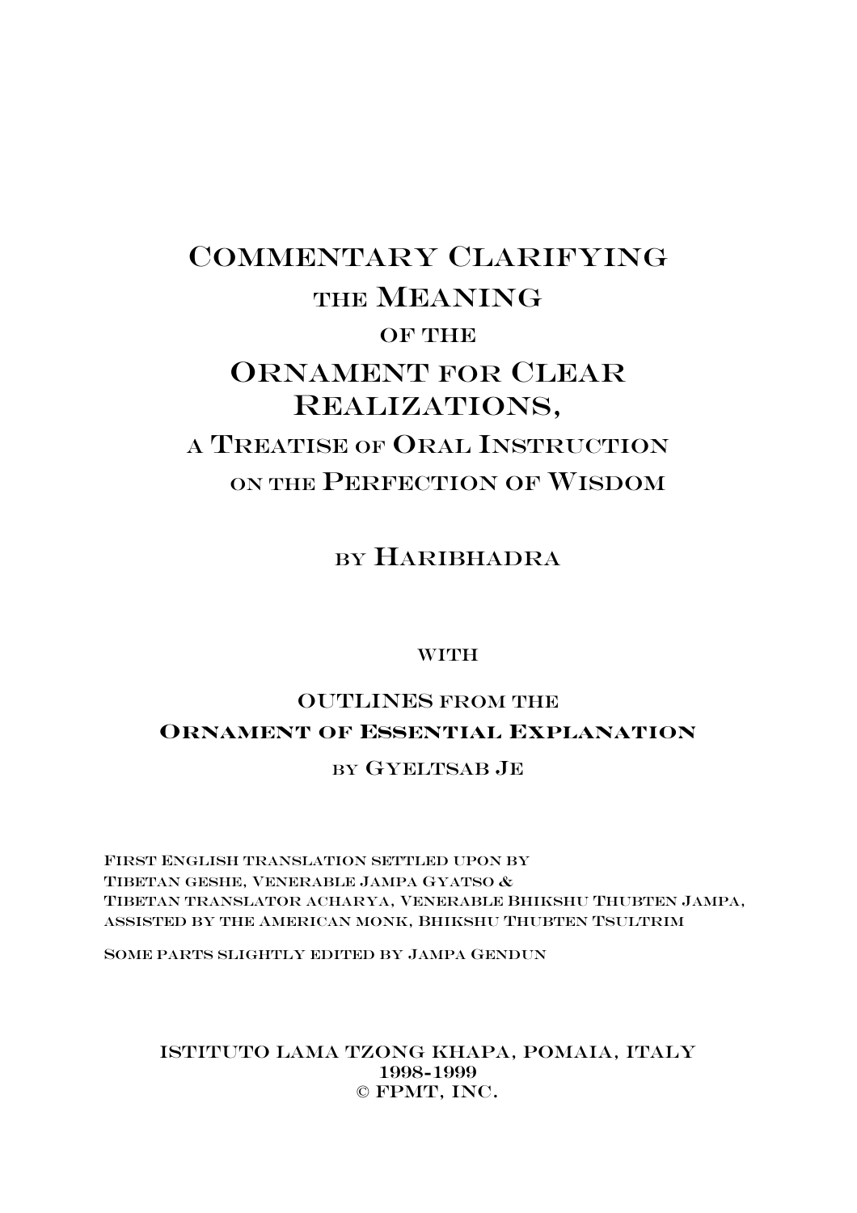# Commentary Clarifying the Meaning of the Ornament for Clear Realizations,

## a Treatise of Oral Instruction on the Perfection of Wisdom

### by Haribhadra

with

### Outlines from the **Ornament of Essential Explanation**

by Gyeltsab Je

First English translation settled upon by
Tibetan geshe, Venerable Jampa Gyatso &
Tibetan translator acharya, Venerable Bhikshu Thubten Jampa,
assisted by the American monk, Bhikshu Thubten Tsultrim

Some parts slightly edited by Jampa Gendun

ISTITUTO LAMA TZONG KHAPA, POMAIA, ITALY
1998-1999
© FPMT, INC.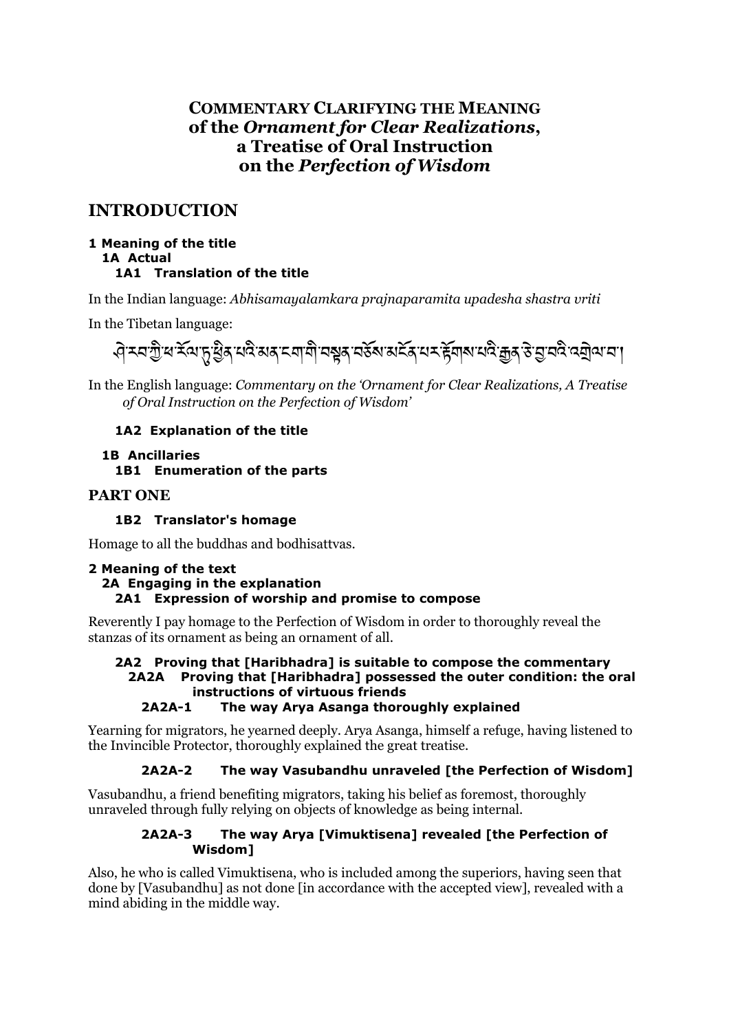# COMMENTARY CLARIFYING THE MEANING of the *Ornament for Clear Realizations*, a Treatise of Oral Instruction on the *Perfection of Wisdom*

## INTRODUCTION

**1 Meaning of the title**

**1A Actual**

**1A1 Translation of the title**

In the Indian language: *Abhisamayalamkara prajnaparamita upadesha shastra vriti*

In the Tibetan language:

ཤེ་རབ་ཀྱི་ཕ་རོལ་ཏུ་ཕྱིན་པའི་མན་ངག་གི་བསྟན་བཅོས་མངོན་པར་རྟོགས་པའི་རྒྱན་ཅེ་བྱ་བའི་འགྲེལ་པ།

In the English language: *Commentary on the 'Ornament for Clear Realizations, A Treatise of Oral Instruction on the Perfection of Wisdom'*

**1A2 Explanation of the title**

**1B Ancillaries**

**1B1 Enumeration of the parts**

## PART ONE

**1B2 Translator's homage**

Homage to all the buddhas and bodhisattvas.

**2 Meaning of the text**

**2A Engaging in the explanation**

**2A1 Expression of worship and promise to compose**

Reverently I pay homage to the Perfection of Wisdom in order to thoroughly reveal the stanzas of its ornament as being an ornament of all.

**2A2 Proving that [Haribhadra] is suitable to compose the commentary**

**2A2A Proving that [Haribhadra] possessed the outer condition: the oral instructions of virtuous friends**

**2A2A-1 The way Arya Asanga thoroughly explained**

Yearning for migrators, he yearned deeply. Arya Asanga, himself a refuge, having listened to the Invincible Protector, thoroughly explained the great treatise.

**2A2A-2 The way Vasubandhu unraveled [the Perfection of Wisdom]**

Vasubandhu, a friend benefiting migrators, taking his belief as foremost, thoroughly unraveled through fully relying on objects of knowledge as being internal.

**2A2A-3 The way Arya [Vimuktisena] revealed [the Perfection of Wisdom]**

Also, he who is called Vimuktisena, who is included among the superiors, having seen that done by [Vasubandhu] as not done [in accordance with the accepted view], revealed with a mind abiding in the middle way.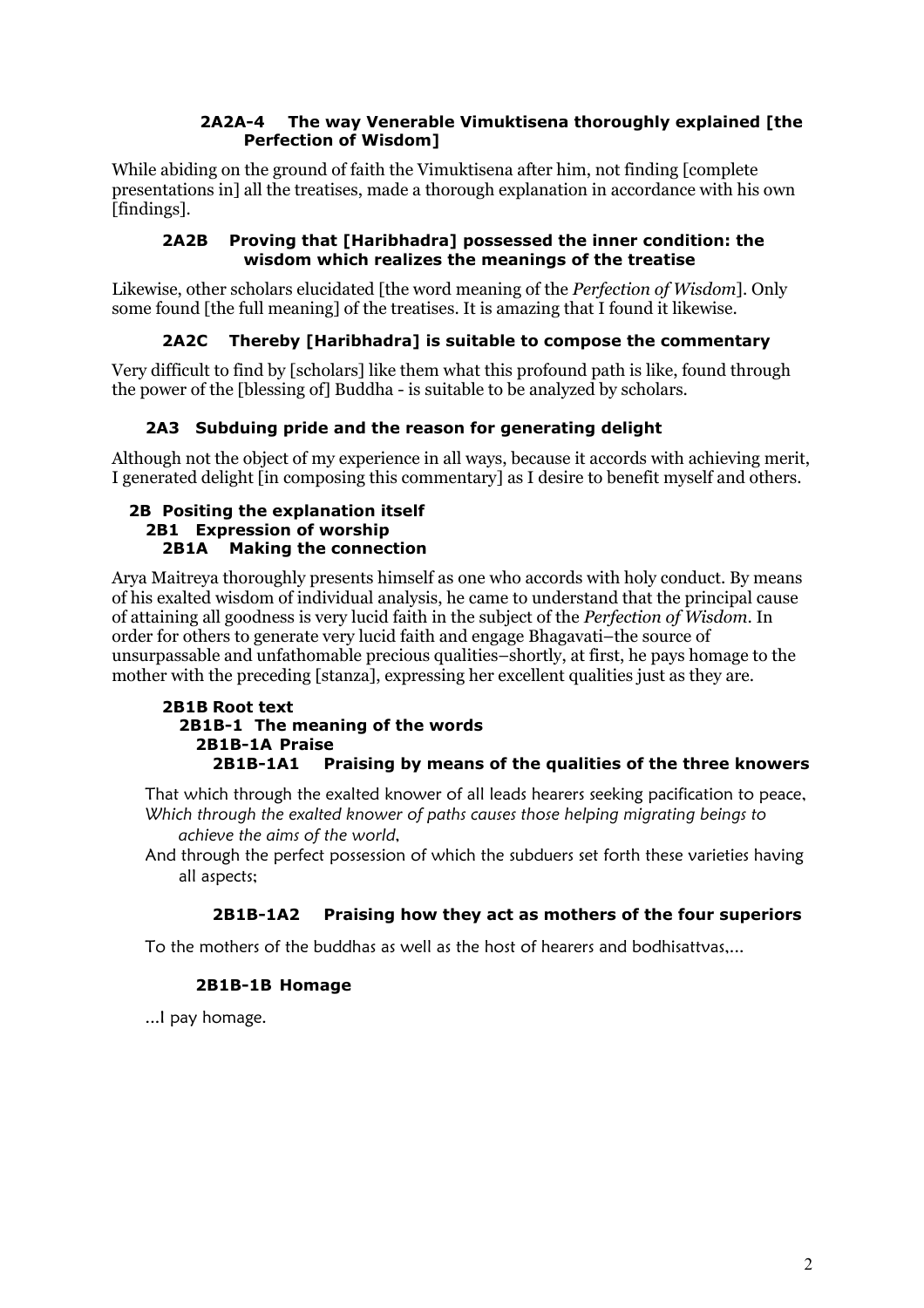#### 2A2A-4 The way Venerable Vimuktisena thoroughly explained [the Perfection of Wisdom]

While abiding on the ground of faith the Vimuktisena after him, not finding [complete presentations in] all the treatises, made a thorough explanation in accordance with his own [findings].

### 2A2B Proving that [Haribhadra] possessed the inner condition: the wisdom which realizes the meanings of the treatise

Likewise, other scholars elucidated [the word meaning of the *Perfection of Wisdom*]. Only some found [the full meaning] of the treatises. It is amazing that I found it likewise.

### 2A2C Thereby [Haribhadra] is suitable to compose the commentary

Very difficult to find by [scholars] like them what this profound path is like, found through the power of the [blessing of] Buddha - is suitable to be analyzed by scholars.

## 2A3 Subduing pride and the reason for generating delight

Although not the object of my experience in all ways, because it accords with achieving merit, I generated delight [in composing this commentary] as I desire to benefit myself and others.

# 2B Positing the explanation itself

## 2B1 Expression of worship

### 2B1A Making the connection

Arya Maitreya thoroughly presents himself as one who accords with holy conduct. By means of his exalted wisdom of individual analysis, he came to understand that the principal cause of attaining all goodness is very lucid faith in the subject of the *Perfection of Wisdom*. In order for others to generate very lucid faith and engage Bhagavati–the source of unsurpassable and unfathomable precious qualities–shortly, at first, he pays homage to the mother with the preceding [stanza], expressing her excellent qualities just as they are.

### 2B1B Root text

#### 2B1B-1 The meaning of the words

##### 2B1B-1A Praise

###### 2B1B-1A1 Praising by means of the qualities of the three knowers

That which through the exalted knower of all leads hearers seeking pacification to peace,
*Which through the exalted knower of paths causes those helping migrating beings to achieve the aims of the world*,
And through the perfect possession of which the subduers set forth these varieties having all aspects;

###### 2B1B-1A2 Praising how they act as mothers of the four superiors

To the mothers of the buddhas as well as the host of hearers and bodhisattvas,...

##### 2B1B-1B Homage

...I pay homage.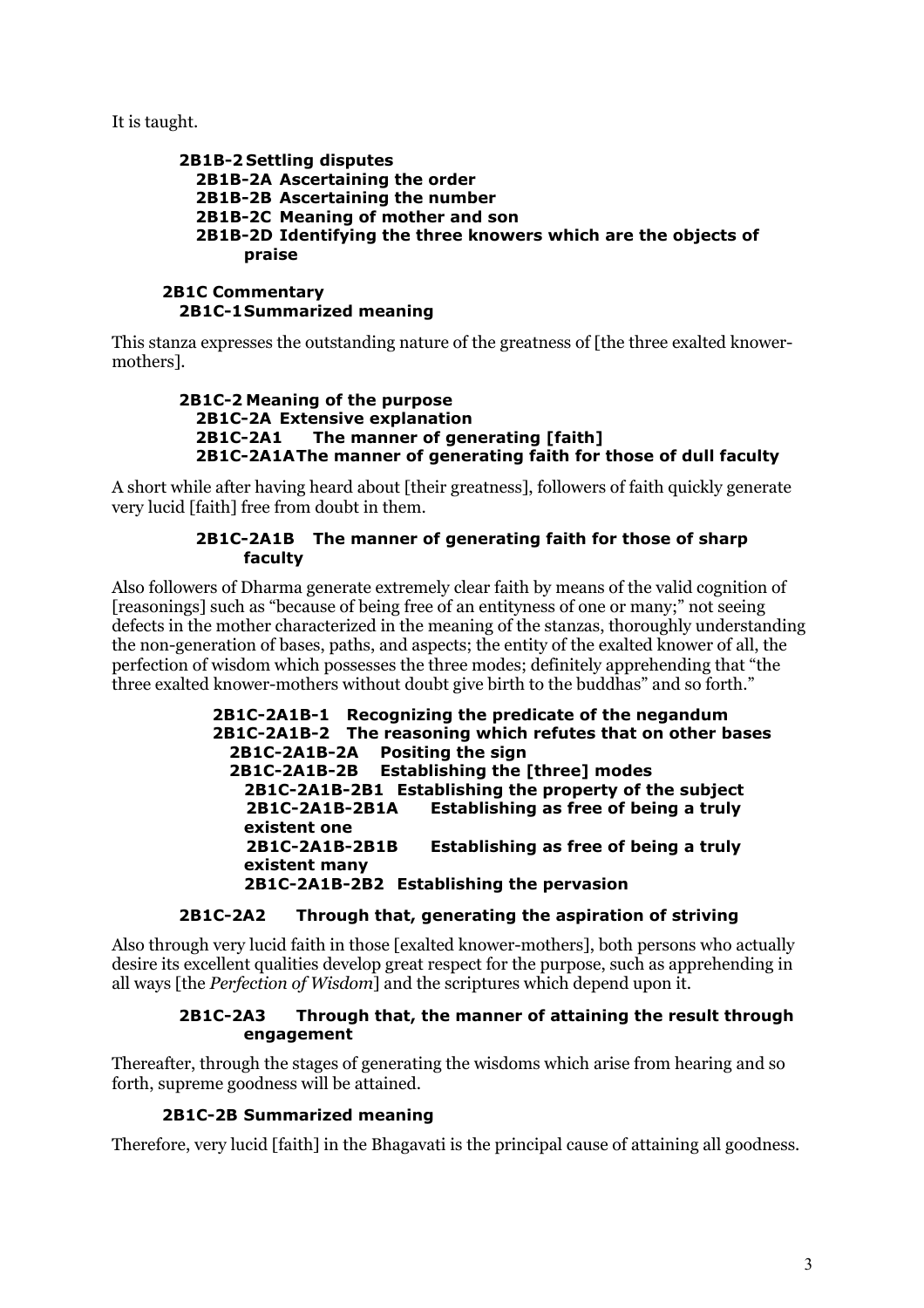It is taught.

**2B1B-2 Settling disputes**
**2B1B-2A Ascertaining the order**
**2B1B-2B Ascertaining the number**
**2B1B-2C Meaning of mother and son**
**2B1B-2D Identifying the three knowers which are the objects of praise**

**2B1C Commentary**
**2B1C-1 Summarized meaning**

This stanza expresses the outstanding nature of the greatness of [the three exalted knower-mothers].

**2B1C-2 Meaning of the purpose**
**2B1C-2A Extensive explanation**
**2B1C-2A1 The manner of generating [faith]**
**2B1C-2A1A The manner of generating faith for those of dull faculty**

A short while after having heard about [their greatness], followers of faith quickly generate very lucid [faith] free from doubt in them.

**2B1C-2A1B The manner of generating faith for those of sharp faculty**

Also followers of Dharma generate extremely clear faith by means of the valid cognition of [reasonings] such as "because of being free of an entityness of one or many;" not seeing defects in the mother characterized in the meaning of the stanzas, thoroughly understanding the non-generation of bases, paths, and aspects; the entity of the exalted knower of all, the perfection of wisdom which possesses the three modes; definitely apprehending that "the three exalted knower-mothers without doubt give birth to the buddhas" and so forth."

**2B1C-2A1B-1 Recognizing the predicate of the negandum**
**2B1C-2A1B-2 The reasoning which refutes that on other bases**
**2B1C-2A1B-2A Positing the sign**
**2B1C-2A1B-2B Establishing the [three] modes**
**2B1C-2A1B-2B1 Establishing the property of the subject**
**2B1C-2A1B-2B1A Establishing as free of being a truly existent one**
**2B1C-2A1B-2B1B Establishing as free of being a truly existent many**
**2B1C-2A1B-2B2 Establishing the pervasion**

**2B1C-2A2 Through that, generating the aspiration of striving**

Also through very lucid faith in those [exalted knower-mothers], both persons who actually desire its excellent qualities develop great respect for the purpose, such as apprehending in all ways [the *Perfection of Wisdom*] and the scriptures which depend upon it.

**2B1C-2A3 Through that, the manner of attaining the result through engagement**

Thereafter, through the stages of generating the wisdoms which arise from hearing and so forth, supreme goodness will be attained.

**2B1C-2B Summarized meaning**

Therefore, very lucid [faith] in the Bhagavati is the principal cause of attaining all goodness.